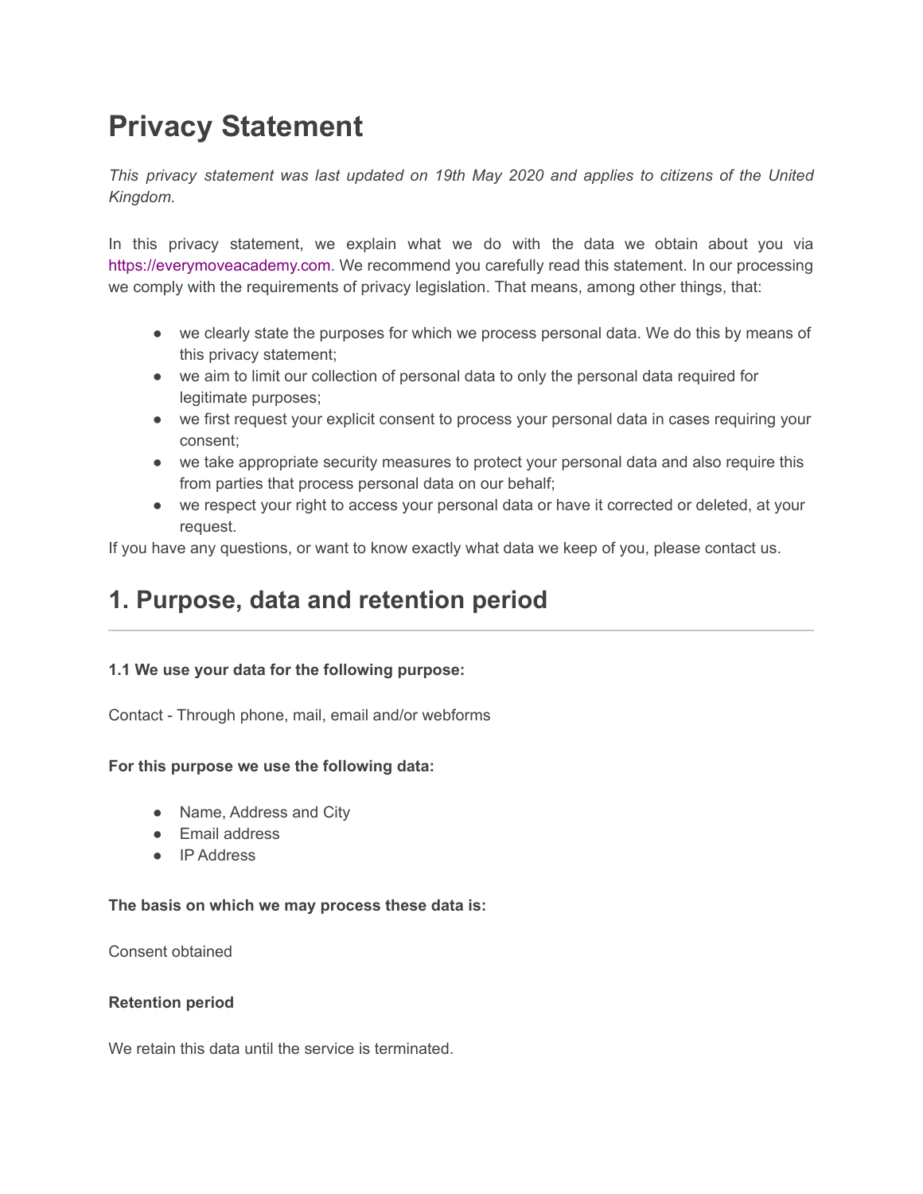# Privacy Statement

*This privacy statement was last updated on 19th May 2020 and applies to citizens of the United Kingdom.*

In this privacy statement, we explain what we do with the data we obtain about you via https://everymoveacademy.com. We recommend you carefully read this statement. In our processing we comply with the requirements of privacy legislation. That means, among other things, that:

- we clearly state the purposes for which we process personal data. We do this by means of this privacy statement;
- we aim to limit our collection of personal data to only the personal data required for legitimate purposes;
- we first request your explicit consent to process your personal data in cases requiring your consent;
- we take appropriate security measures to protect your personal data and also require this from parties that process personal data on our behalf;
- we respect your right to access your personal data or have it corrected or deleted, at your request.

If you have any questions, or want to know exactly what data we keep of you, please contact us.

## 1. Purpose, data and retention period

**1.1 We use your data for the following purpose:**

Contact - Through phone, mail, email and/or webforms

**For this purpose we use the following data:**

- Name, Address and City
- Email address
- IP Address

**The basis on which we may process these data is:**

Consent obtained

**Retention period**

We retain this data until the service is terminated.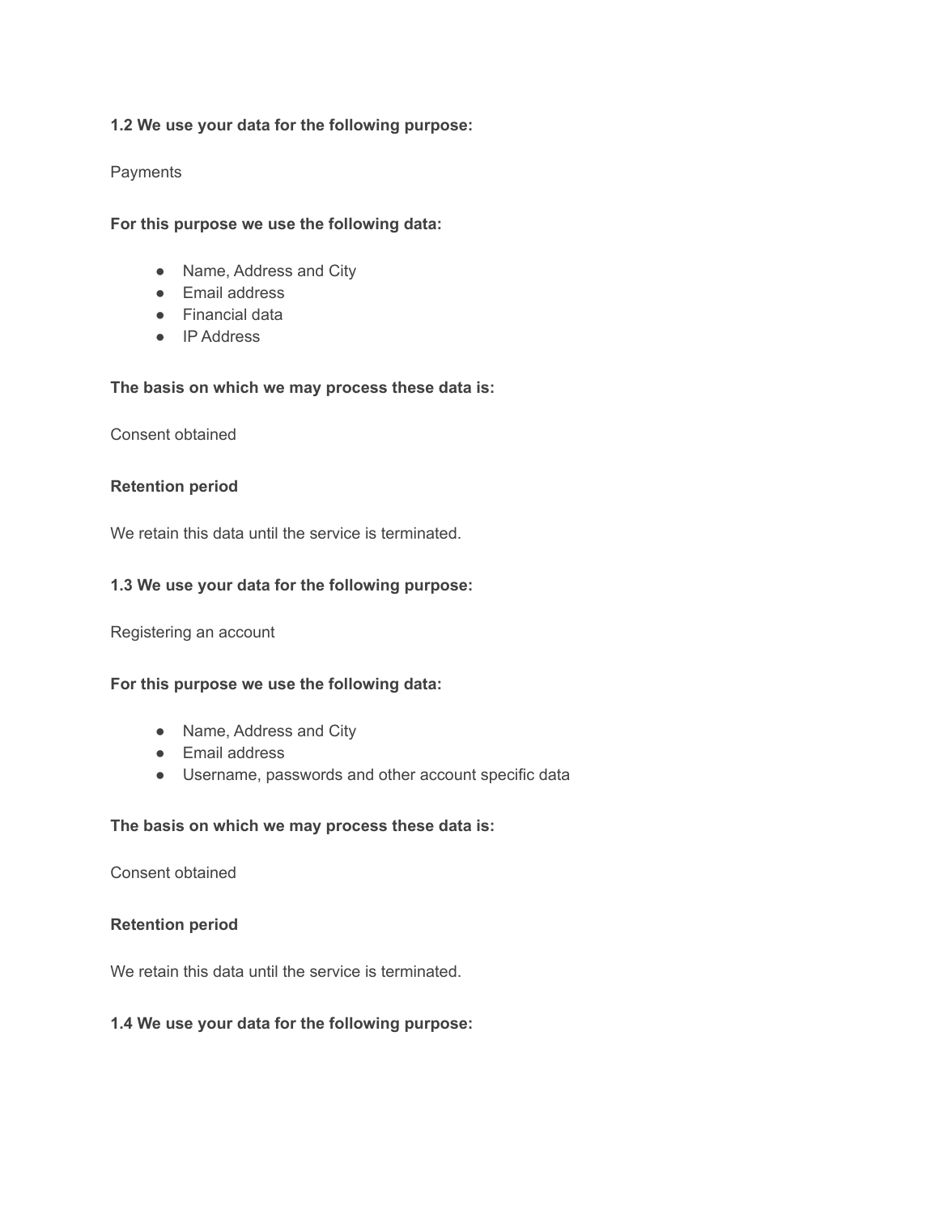**1.2 We use your data for the following purpose:**

Payments

**For this purpose we use the following data:**

- Name, Address and City
- Email address
- Financial data
- IP Address

**The basis on which we may process these data is:**

Consent obtained

**Retention period**

We retain this data until the service is terminated.

**1.3 We use your data for the following purpose:**

Registering an account

**For this purpose we use the following data:**

- Name, Address and City
- Email address
- Username, passwords and other account specific data

**The basis on which we may process these data is:**

Consent obtained

**Retention period**

We retain this data until the service is terminated.

**1.4 We use your data for the following purpose:**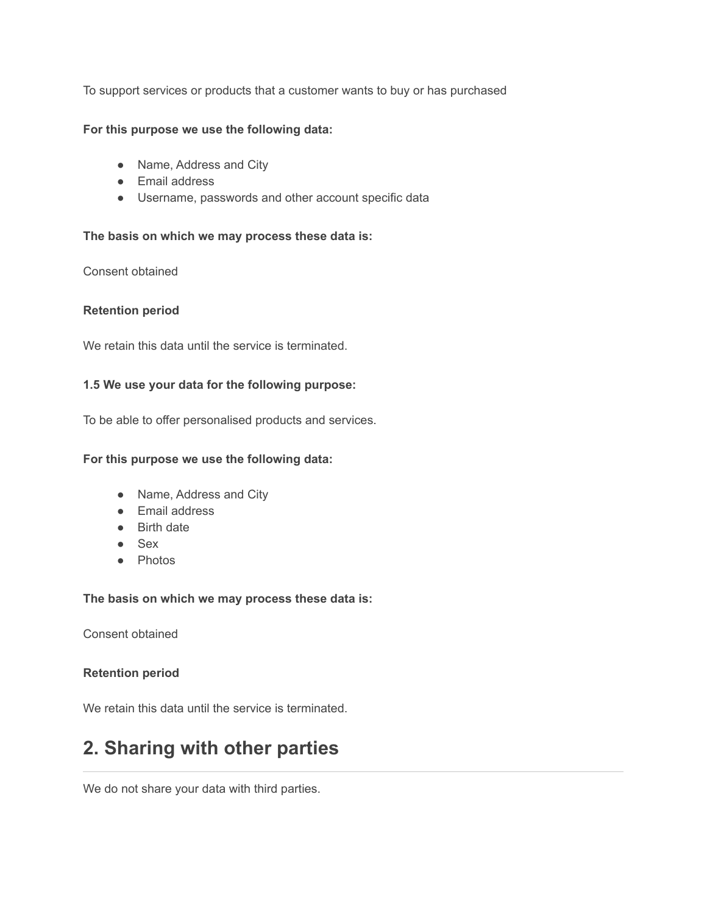To support services or products that a customer wants to buy or has purchased

**For this purpose we use the following data:**

- Name, Address and City
- Email address
- Username, passwords and other account specific data

**The basis on which we may process these data is:**

Consent obtained

**Retention period**

We retain this data until the service is terminated.

**1.5 We use your data for the following purpose:**

To be able to offer personalised products and services.

**For this purpose we use the following data:**

- Name, Address and City
- Email address
- Birth date
- Sex
- Photos

**The basis on which we may process these data is:**

Consent obtained

**Retention period**

We retain this data until the service is terminated.

## 2. Sharing with other parties

---

We do not share your data with third parties.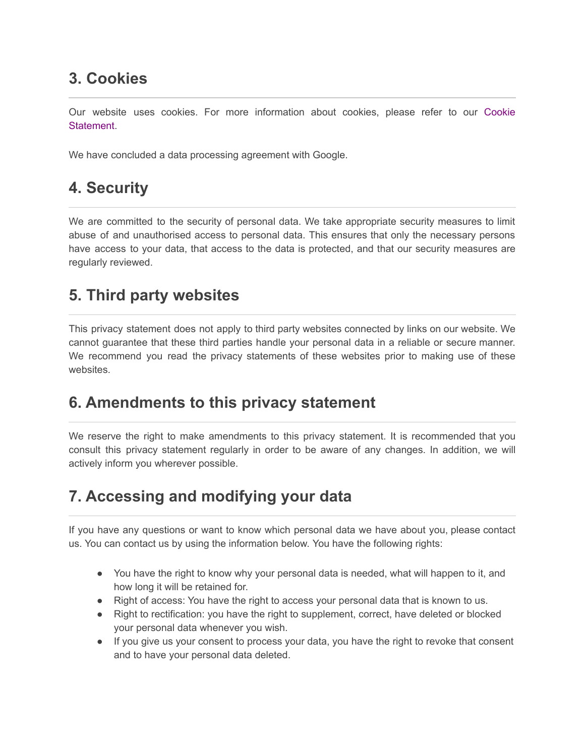## 3. Cookies

Our website uses cookies. For more information about cookies, please refer to our Cookie Statement.

We have concluded a data processing agreement with Google.

## 4. Security

We are committed to the security of personal data. We take appropriate security measures to limit abuse of and unauthorised access to personal data. This ensures that only the necessary persons have access to your data, that access to the data is protected, and that our security measures are regularly reviewed.

## 5. Third party websites

This privacy statement does not apply to third party websites connected by links on our website. We cannot guarantee that these third parties handle your personal data in a reliable or secure manner. We recommend you read the privacy statements of these websites prior to making use of these websites.

## 6. Amendments to this privacy statement

We reserve the right to make amendments to this privacy statement. It is recommended that you consult this privacy statement regularly in order to be aware of any changes. In addition, we will actively inform you wherever possible.

## 7. Accessing and modifying your data

If you have any questions or want to know which personal data we have about you, please contact us. You can contact us by using the information below. You have the following rights:

- You have the right to know why your personal data is needed, what will happen to it, and how long it will be retained for.
- Right of access: You have the right to access your personal data that is known to us.
- Right to rectification: you have the right to supplement, correct, have deleted or blocked your personal data whenever you wish.
- If you give us your consent to process your data, you have the right to revoke that consent and to have your personal data deleted.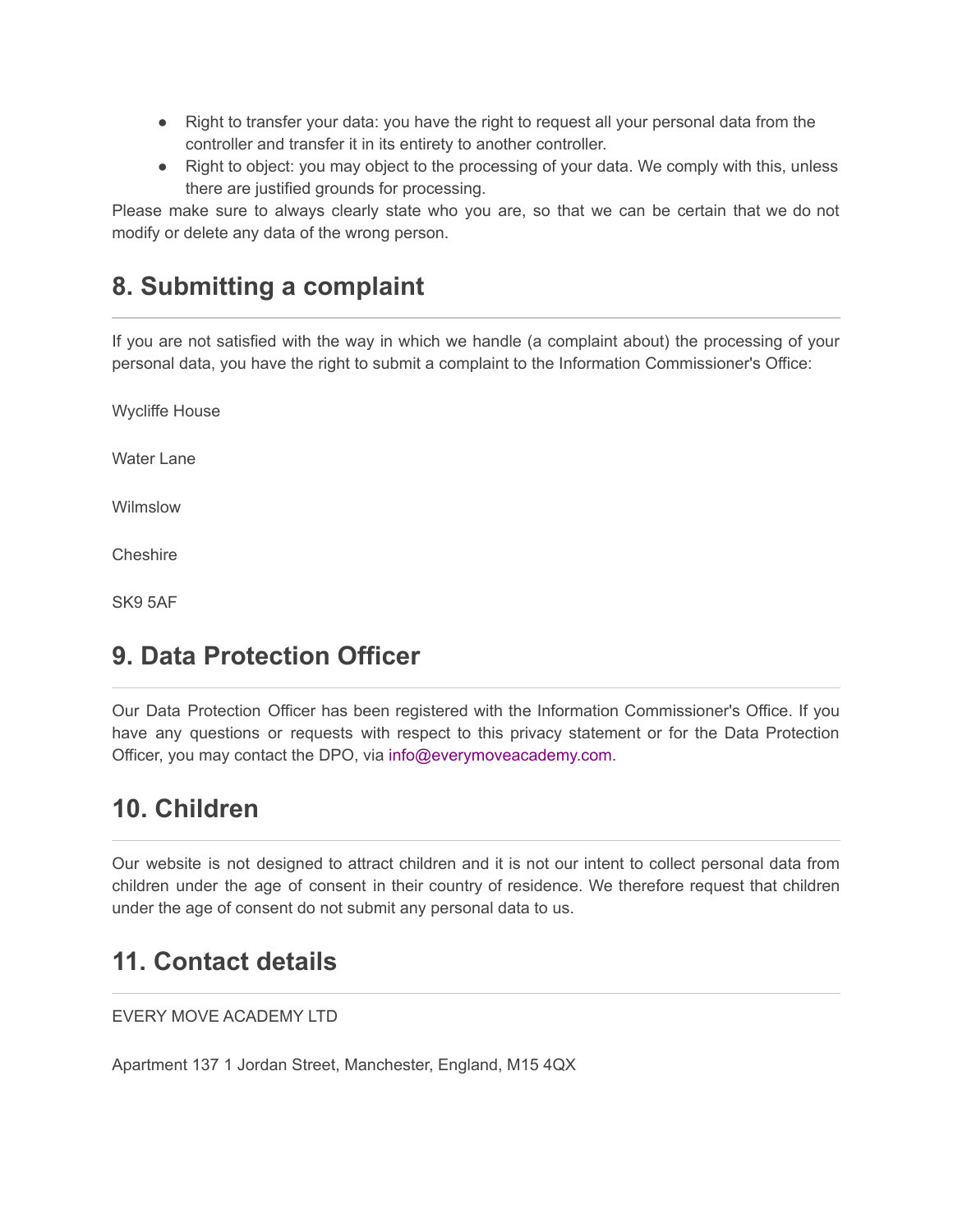- Right to transfer your data: you have the right to request all your personal data from the controller and transfer it in its entirety to another controller.
- Right to object: you may object to the processing of your data. We comply with this, unless there are justified grounds for processing.

Please make sure to always clearly state who you are, so that we can be certain that we do not modify or delete any data of the wrong person.

## 8. Submitting a complaint

If you are not satisfied with the way in which we handle (a complaint about) the processing of your personal data, you have the right to submit a complaint to the Information Commissioner's Office:

Wycliffe House

Water Lane

Wilmslow

Cheshire

SK9 5AF

## 9. Data Protection Officer

Our Data Protection Officer has been registered with the Information Commissioner's Office. If you have any questions or requests with respect to this privacy statement or for the Data Protection Officer, you may contact the DPO, via info@everymoveacademy.com.

## 10. Children

Our website is not designed to attract children and it is not our intent to collect personal data from children under the age of consent in their country of residence. We therefore request that children under the age of consent do not submit any personal data to us.

## 11. Contact details

EVERY MOVE ACADEMY LTD

Apartment 137 1 Jordan Street, Manchester, England, M15 4QX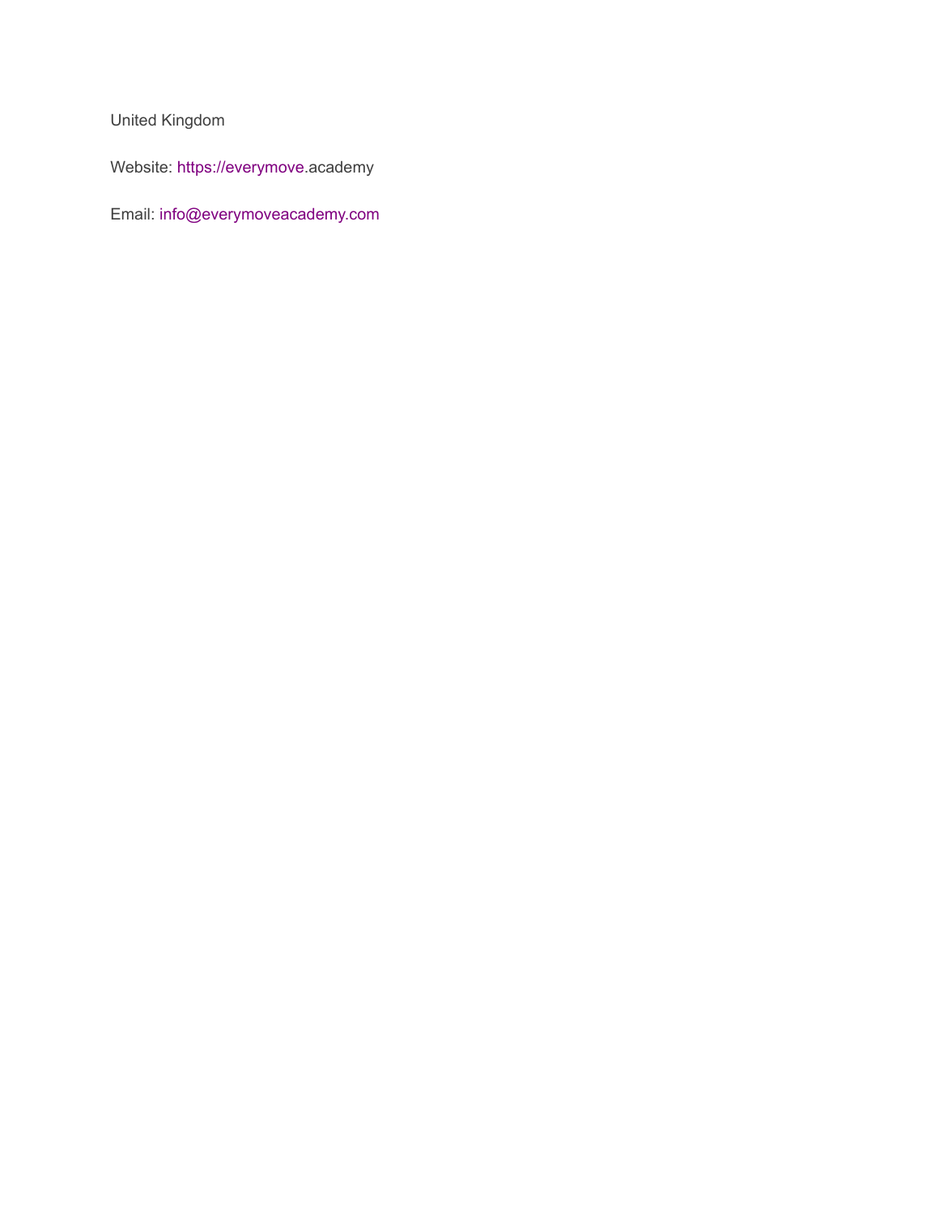United Kingdom

Website: https://everymove.academy

Email: info@everymoveacademy.com